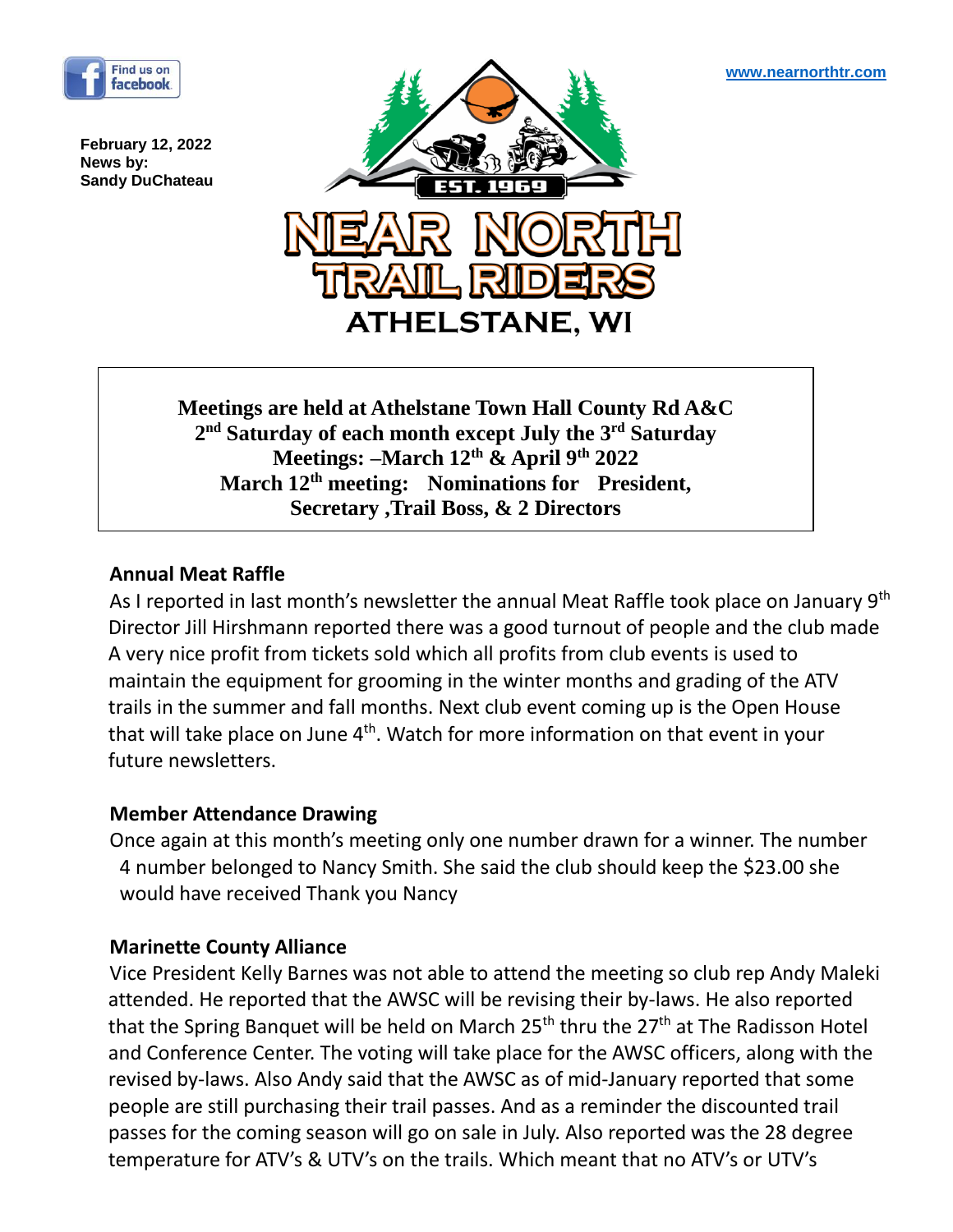Find us on facebook

www.nearnorthtr.com

**February 12, 2022**
**News by:**
**Sandy DuChateau**

EST. 1969

# NEAR NORTH TRAIL RIDERS

## ATHELSTANE, WI

**Meetings are held at Athelstane Town Hall County Rd A&C**
**2nd Saturday of each month except July the 3rd Saturday**
**Meetings: –March 12th & April 9th 2022**
**March 12th meeting: Nominations for President, Secretary ,Trail Boss, & 2 Directors**

### Annual Meat Raffle

As I reported in last month's newsletter the annual Meat Raffle took place on January 9th Director Jill Hirshmann reported there was a good turnout of people and the club made A very nice profit from tickets sold which all profits from club events is used to maintain the equipment for grooming in the winter months and grading of the ATV trails in the summer and fall months. Next club event coming up is the Open House that will take place on June 4th. Watch for more information on that event in your future newsletters.

### Member Attendance Drawing

Once again at this month's meeting only one number drawn for a winner. The number 4 number belonged to Nancy Smith. She said the club should keep the $23.00 she would have received Thank you Nancy

### Marinette County Alliance

Vice President Kelly Barnes was not able to attend the meeting so club rep Andy Maleki attended. He reported that the AWSC will be revising their by-laws. He also reported that the Spring Banquet will be held on March 25th thru the 27th at The Radisson Hotel and Conference Center. The voting will take place for the AWSC officers, along with the revised by-laws. Also Andy said that the AWSC as of mid-January reported that some people are still purchasing their trail passes. And as a reminder the discounted trail passes for the coming season will go on sale in July. Also reported was the 28 degree temperature for ATV's & UTV's on the trails. Which meant that no ATV's or UTV's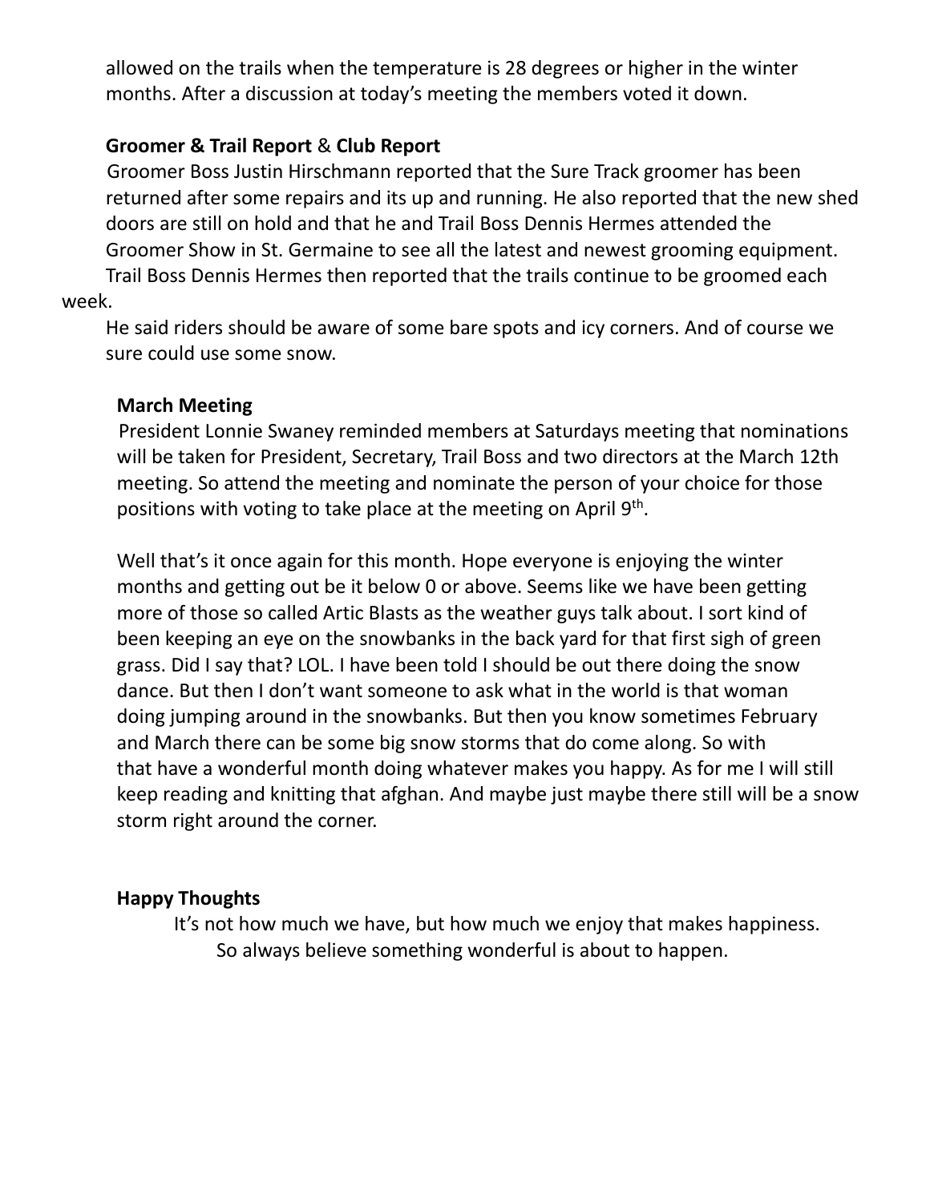allowed on the trails when the temperature is 28 degrees or higher in the winter months. After a discussion at today's meeting the members voted it down.

**Groomer & Trail Report** & **Club Report**

Groomer Boss Justin Hirschmann reported that the Sure Track groomer has been returned after some repairs and its up and running. He also reported that the new shed doors are still on hold and that he and Trail Boss Dennis Hermes attended the Groomer Show in St. Germaine to see all the latest and newest grooming equipment. Trail Boss Dennis Hermes then reported that the trails continue to be groomed each week.

He said riders should be aware of some bare spots and icy corners. And of course we sure could use some snow.

**March Meeting**

President Lonnie Swaney reminded members at Saturdays meeting that nominations will be taken for President, Secretary, Trail Boss and two directors at the March 12th meeting. So attend the meeting and nominate the person of your choice for those positions with voting to take place at the meeting on April 9th.

Well that's it once again for this month. Hope everyone is enjoying the winter months and getting out be it below 0 or above. Seems like we have been getting more of those so called Artic Blasts as the weather guys talk about. I sort kind of been keeping an eye on the snowbanks in the back yard for that first sigh of green grass. Did I say that? LOL. I have been told I should be out there doing the snow dance. But then I don't want someone to ask what in the world is that woman doing jumping around in the snowbanks. But then you know sometimes February and March there can be some big snow storms that do come along. So with that have a wonderful month doing whatever makes you happy. As for me I will still keep reading and knitting that afghan. And maybe just maybe there still will be a snow storm right around the corner.

**Happy Thoughts**

It's not how much we have, but how much we enjoy that makes happiness.
So always believe something wonderful is about to happen.